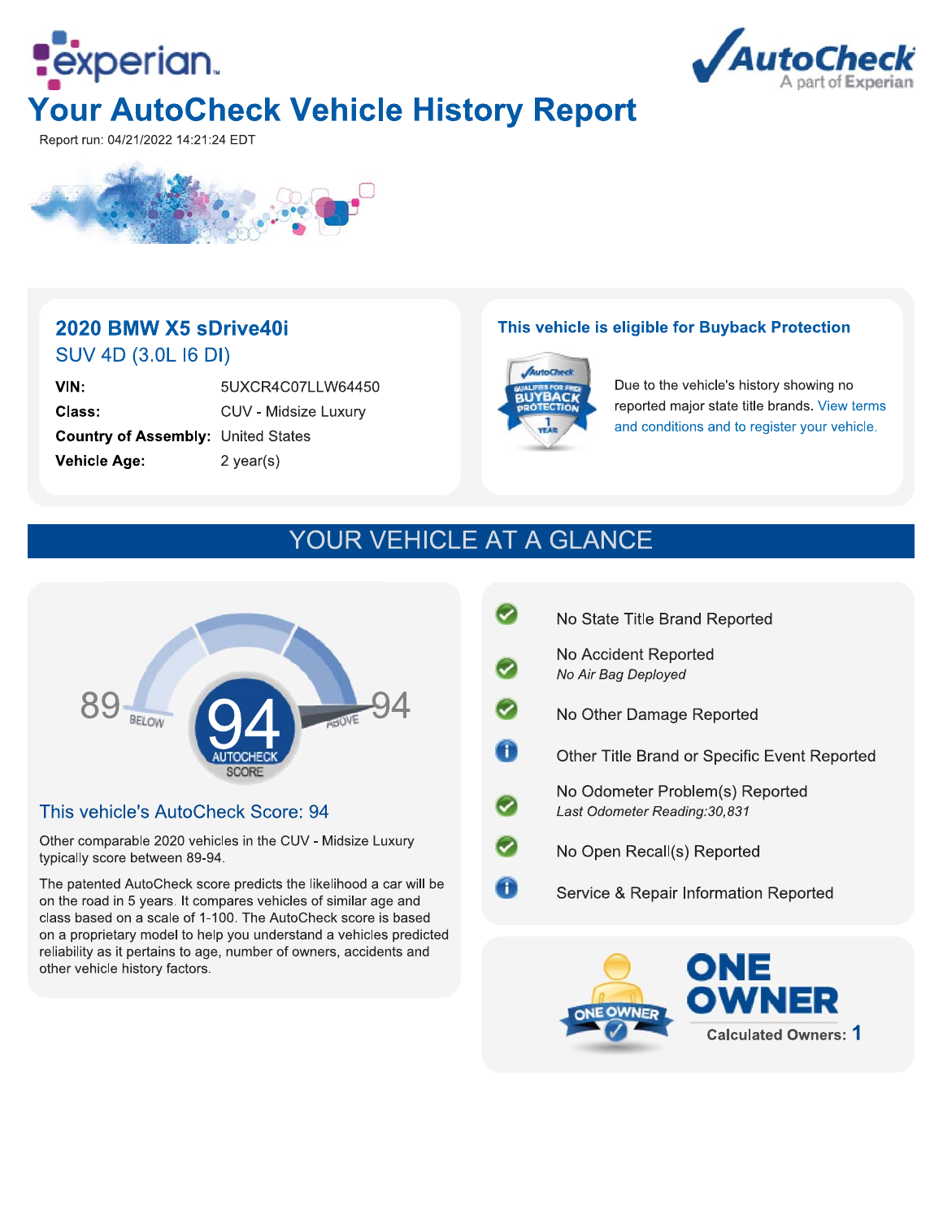experian

AutoCheck
A part of Experian

# Your AutoCheck Vehicle History Report

Report run: 04/21/2022 14:21:24 EDT

## 2020 BMW X5 sDrive40i

SUV 4D (3.0L I6 DI)

| | |
|---|---|
| **VIN:** | 5UXCR4C07LLW64450 |
| **Class:** | CUV - Midsize Luxury |
| **Country of Assembly:** | United States |
| **Vehicle Age:** | 2 year(s) |

## This vehicle is eligible for Buyback Protection

AutoCheck QUALIFIES FOR FREE BUYBACK PROTECTION 1 YEAR

Due to the vehicle's history showing no reported major state title brands. View terms and conditions and to register your vehicle.

## YOUR VEHICLE AT A GLANCE

89 BELOW

94 AUTOCHECK SCORE

ABOVE 94

### This vehicle's AutoCheck Score: 94

Other comparable 2020 vehicles in the CUV - Midsize Luxury typically score between 89-94.

The patented AutoCheck score predicts the likelihood a car will be on the road in 5 years. It compares vehicles of similar age and class based on a scale of 1-100. The AutoCheck score is based on a proprietary model to help you understand a vehicles predicted reliability as it pertains to age, number of owners, accidents and other vehicle history factors.

- No State Title Brand Reported
- No Accident Reported
  *No Air Bag Deployed*
- No Other Damage Reported
- Other Title Brand or Specific Event Reported
- No Odometer Problem(s) Reported
  *Last Odometer Reading:30,831*
- No Open Recall(s) Reported
- Service & Repair Information Reported

ONE OWNER

**ONE OWNER**

Calculated Owners: **1**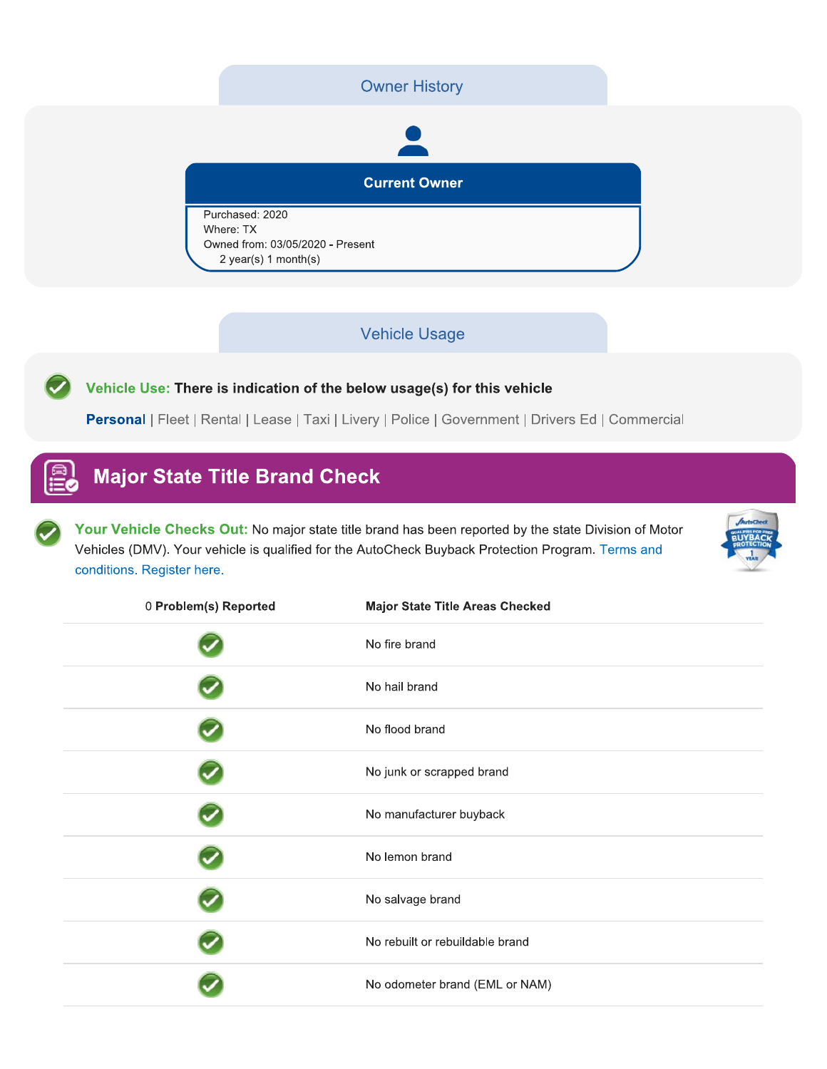## Owner History

**Current Owner**

Purchased: 2020
Where: TX
Owned from: 03/05/2020 - Present
2 year(s) 1 month(s)

## Vehicle Usage

**Vehicle Use: There is indication of the below usage(s) for this vehicle**

**Personal** | Fleet | Rental | Lease | Taxi | Livery | Police | Government | Drivers Ed | Commercial

## Major State Title Brand Check

**Your Vehicle Checks Out:** No major state title brand has been reported by the state Division of Motor Vehicles (DMV). Your vehicle is qualified for the AutoCheck Buyback Protection Program. Terms and conditions. Register here.

| 0 Problem(s) Reported | Major State Title Areas Checked |
| --- | --- |
| ✓ | No fire brand |
| ✓ | No hail brand |
| ✓ | No flood brand |
| ✓ | No junk or scrapped brand |
| ✓ | No manufacturer buyback |
| ✓ | No lemon brand |
| ✓ | No salvage brand |
| ✓ | No rebuilt or rebuildable brand |
| ✓ | No odometer brand (EML or NAM) |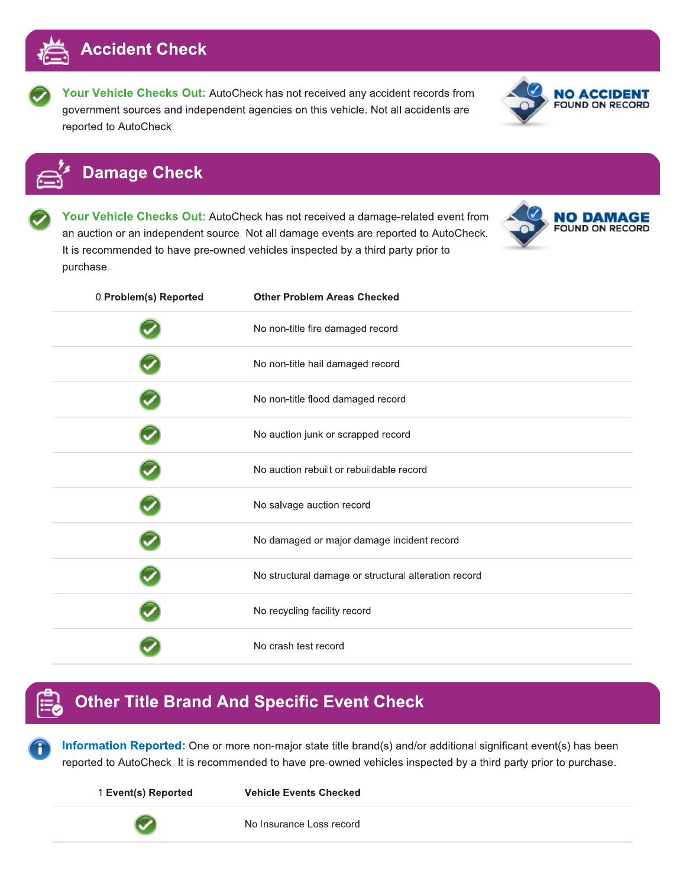## Accident Check

**Your Vehicle Checks Out:** AutoCheck has not received any accident records from government sources and independent agencies on this vehicle. Not all accidents are reported to AutoCheck.

**NO ACCIDENT** FOUND ON RECORD

## Damage Check

**Your Vehicle Checks Out:** AutoCheck has not received a damage-related event from an auction or an independent source. Not all damage events are reported to AutoCheck. It is recommended to have pre-owned vehicles inspected by a third party prior to purchase.

**NO DAMAGE** FOUND ON RECORD

| 0 **Problem(s) Reported** | **Other Problem Areas Checked** |
|---|---|
| ✓ | No non-title fire damaged record |
| ✓ | No non-title hail damaged record |
| ✓ | No non-title flood damaged record |
| ✓ | No auction junk or scrapped record |
| ✓ | No auction rebuilt or rebuildable record |
| ✓ | No salvage auction record |
| ✓ | No damaged or major damage incident record |
| ✓ | No structural damage or structural alteration record |
| ✓ | No recycling facility record |
| ✓ | No crash test record |

## Other Title Brand And Specific Event Check

**Information Reported:** One or more non-major state title brand(s) and/or additional significant event(s) has been reported to AutoCheck. It is recommended to have pre-owned vehicles inspected by a third party prior to purchase.

| 1 **Event(s) Reported** | **Vehicle Events Checked** |
|---|---|
| ✓ | No Insurance Loss record |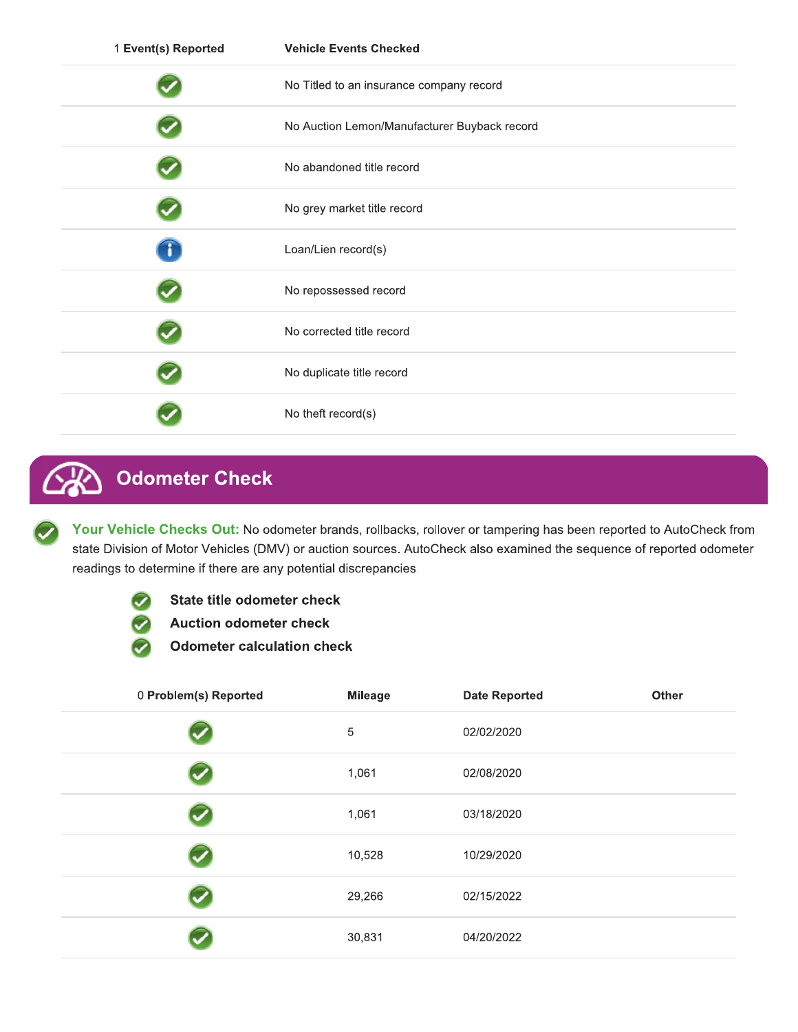| 1 Event(s) Reported | Vehicle Events Checked |
|---|---|
| ✓ | No Titled to an insurance company record |
| ✓ | No Auction Lemon/Manufacturer Buyback record |
| ✓ | No abandoned title record |
| ✓ | No grey market title record |
| i | Loan/Lien record(s) |
| ✓ | No repossessed record |
| ✓ | No corrected title record |
| ✓ | No duplicate title record |
| ✓ | No theft record(s) |

## Odometer Check

**Your Vehicle Checks Out:** No odometer brands, rollbacks, rollover or tampering has been reported to AutoCheck from state Division of Motor Vehicles (DMV) or auction sources. AutoCheck also examined the sequence of reported odometer readings to determine if there are any potential discrepancies.

- **State title odometer check**
- **Auction odometer check**
- **Odometer calculation check**

| 0 Problem(s) Reported | Mileage | Date Reported | Other |
|---|---|---|---|
| ✓ | 5 | 02/02/2020 | |
| ✓ | 1,061 | 02/08/2020 | |
| ✓ | 1,061 | 03/18/2020 | |
| ✓ | 10,528 | 10/29/2020 | |
| ✓ | 29,266 | 02/15/2022 | |
| ✓ | 30,831 | 04/20/2022 | |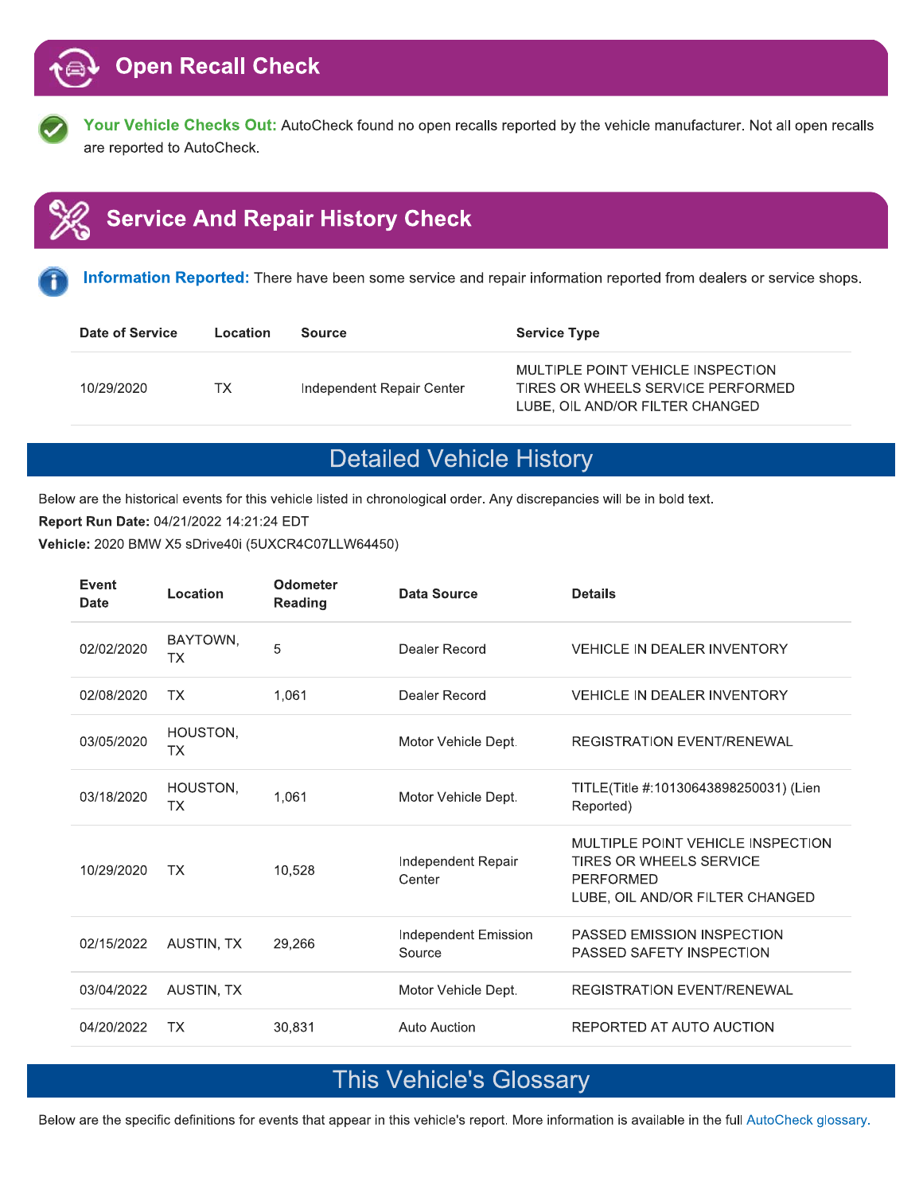## Open Recall Check

**Your Vehicle Checks Out:** AutoCheck found no open recalls reported by the vehicle manufacturer. Not all open recalls are reported to AutoCheck.

## Service And Repair History Check

**Information Reported:** There have been some service and repair information reported from dealers or service shops.

| Date of Service | Location | Source | Service Type |
|---|---|---|---|
| 10/29/2020 | TX | Independent Repair Center | MULTIPLE POINT VEHICLE INSPECTION<br>TIRES OR WHEELS SERVICE PERFORMED<br>LUBE, OIL AND/OR FILTER CHANGED |

# Detailed Vehicle History

Below are the historical events for this vehicle listed in chronological order. Any discrepancies will be in bold text.

**Report Run Date:** 04/21/2022 14:21:24 EDT

**Vehicle:** 2020 BMW X5 sDrive40i (5UXCR4C07LLW64450)

| Event Date | Location | Odometer Reading | Data Source | Details |
|---|---|---|---|---|
| 02/02/2020 | BAYTOWN, TX | 5 | Dealer Record | VEHICLE IN DEALER INVENTORY |
| 02/08/2020 | TX | 1,061 | Dealer Record | VEHICLE IN DEALER INVENTORY |
| 03/05/2020 | HOUSTON, TX | | Motor Vehicle Dept. | REGISTRATION EVENT/RENEWAL |
| 03/18/2020 | HOUSTON, TX | 1,061 | Motor Vehicle Dept. | TITLE(Title #:10130643898250031) (Lien Reported) |
| 10/29/2020 | TX | 10,528 | Independent Repair Center | MULTIPLE POINT VEHICLE INSPECTION<br>TIRES OR WHEELS SERVICE PERFORMED<br>LUBE, OIL AND/OR FILTER CHANGED |
| 02/15/2022 | AUSTIN, TX | 29,266 | Independent Emission Source | PASSED EMISSION INSPECTION<br>PASSED SAFETY INSPECTION |
| 03/04/2022 | AUSTIN, TX | | Motor Vehicle Dept. | REGISTRATION EVENT/RENEWAL |
| 04/20/2022 | TX | 30,831 | Auto Auction | REPORTED AT AUTO AUCTION |

# This Vehicle's Glossary

Below are the specific definitions for events that appear in this vehicle's report. More information is available in the full AutoCheck glossary.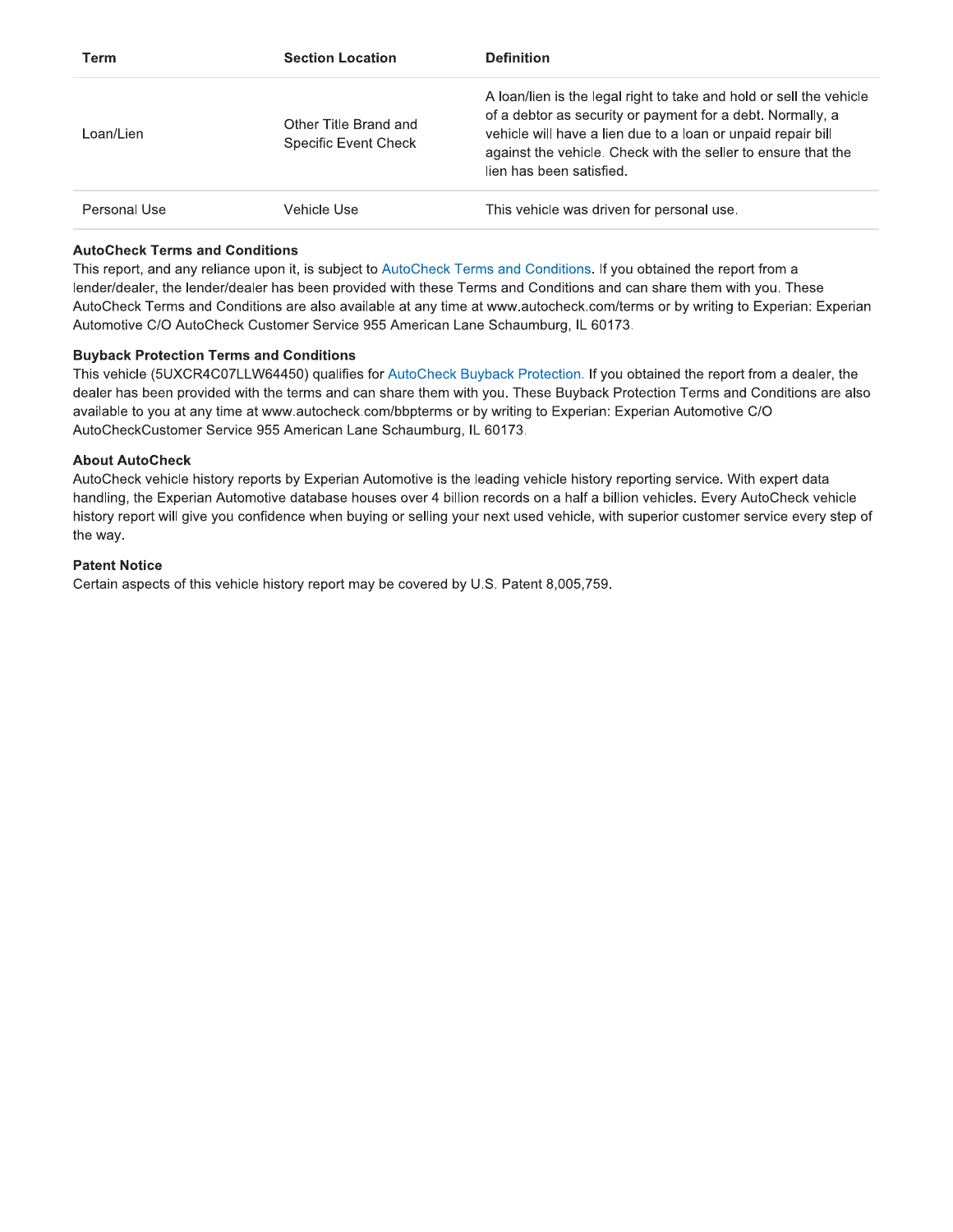| Term | Section Location | Definition |
| --- | --- | --- |
| Loan/Lien | Other Title Brand and Specific Event Check | A loan/lien is the legal right to take and hold or sell the vehicle of a debtor as security or payment for a debt. Normally, a vehicle will have a lien due to a loan or unpaid repair bill against the vehicle. Check with the seller to ensure that the lien has been satisfied. |
| Personal Use | Vehicle Use | This vehicle was driven for personal use. |

**AutoCheck Terms and Conditions**

This report, and any reliance upon it, is subject to AutoCheck Terms and Conditions. If you obtained the report from a lender/dealer, the lender/dealer has been provided with these Terms and Conditions and can share them with you. These AutoCheck Terms and Conditions are also available at any time at www.autocheck.com/terms or by writing to Experian: Experian Automotive C/O AutoCheck Customer Service 955 American Lane Schaumburg, IL 60173.

**Buyback Protection Terms and Conditions**

This vehicle (5UXCR4C07LLW64450) qualifies for AutoCheck Buyback Protection. If you obtained the report from a dealer, the dealer has been provided with the terms and can share them with you. These Buyback Protection Terms and Conditions are also available to you at any time at www.autocheck.com/bbpterms or by writing to Experian: Experian Automotive C/O AutoCheckCustomer Service 955 American Lane Schaumburg, IL 60173.

**About AutoCheck**

AutoCheck vehicle history reports by Experian Automotive is the leading vehicle history reporting service. With expert data handling, the Experian Automotive database houses over 4 billion records on a half a billion vehicles. Every AutoCheck vehicle history report will give you confidence when buying or selling your next used vehicle, with superior customer service every step of the way.

**Patent Notice**

Certain aspects of this vehicle history report may be covered by U.S. Patent 8,005,759.